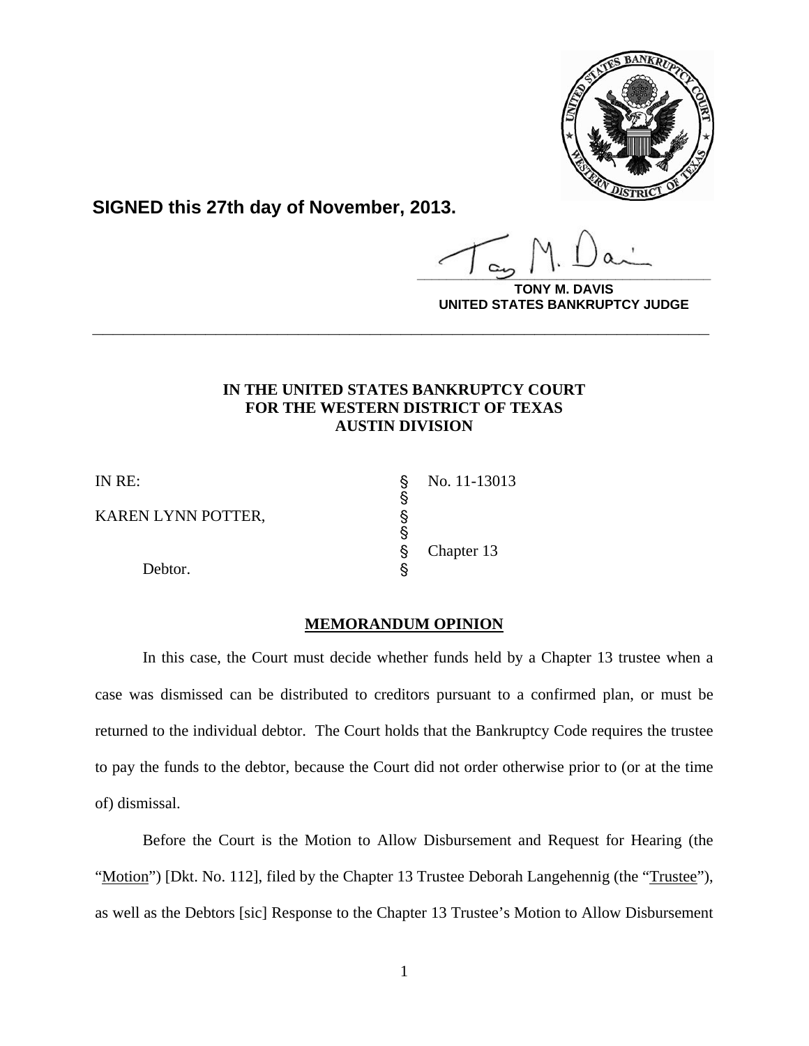**SIGNED this 27th day of November, 2013.**

**TONY M. DAVIS**
**UNITED STATES BANKRUPTCY JUDGE**

---

**IN THE UNITED STATES BANKRUPTCY COURT**
**FOR THE WESTERN DISTRICT OF TEXAS**
**AUSTIN DIVISION**

| | | |
|---|---|---|
| IN RE: | § | No. 11-13013 |
| | § | |
| KAREN LYNN POTTER, | § | |
| | § | |
| | § | Chapter 13 |
| Debtor. | § | |

**MEMORANDUM OPINION**

In this case, the Court must decide whether funds held by a Chapter 13 trustee when a case was dismissed can be distributed to creditors pursuant to a confirmed plan, or must be returned to the individual debtor. The Court holds that the Bankruptcy Code requires the trustee to pay the funds to the debtor, because the Court did not order otherwise prior to (or at the time of) dismissal.

Before the Court is the Motion to Allow Disbursement and Request for Hearing (the "Motion") [Dkt. No. 112], filed by the Chapter 13 Trustee Deborah Langehennig (the "Trustee"), as well as the Debtors [sic] Response to the Chapter 13 Trustee's Motion to Allow Disbursement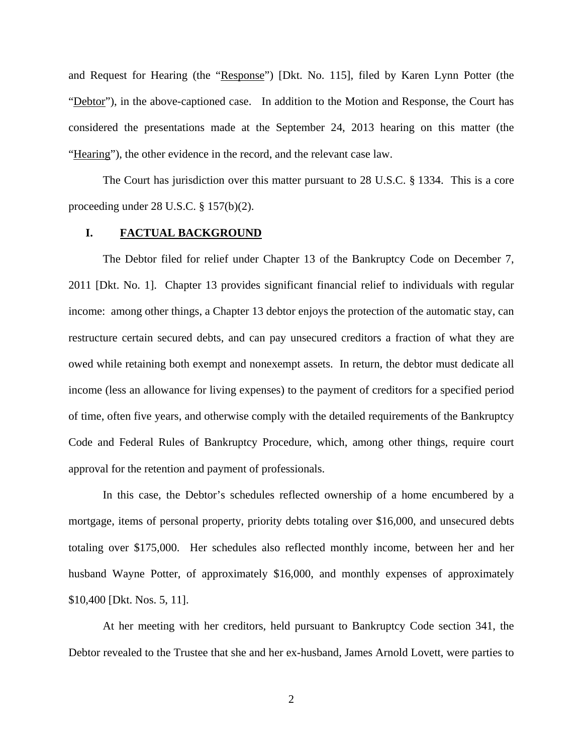and Request for Hearing (the "Response") [Dkt. No. 115], filed by Karen Lynn Potter (the "Debtor"), in the above-captioned case. In addition to the Motion and Response, the Court has considered the presentations made at the September 24, 2013 hearing on this matter (the "Hearing"), the other evidence in the record, and the relevant case law.

The Court has jurisdiction over this matter pursuant to 28 U.S.C. § 1334. This is a core proceeding under 28 U.S.C. § 157(b)(2).

## I. FACTUAL BACKGROUND

The Debtor filed for relief under Chapter 13 of the Bankruptcy Code on December 7, 2011 [Dkt. No. 1]. Chapter 13 provides significant financial relief to individuals with regular income: among other things, a Chapter 13 debtor enjoys the protection of the automatic stay, can restructure certain secured debts, and can pay unsecured creditors a fraction of what they are owed while retaining both exempt and nonexempt assets. In return, the debtor must dedicate all income (less an allowance for living expenses) to the payment of creditors for a specified period of time, often five years, and otherwise comply with the detailed requirements of the Bankruptcy Code and Federal Rules of Bankruptcy Procedure, which, among other things, require court approval for the retention and payment of professionals.

In this case, the Debtor's schedules reflected ownership of a home encumbered by a mortgage, items of personal property, priority debts totaling over $16,000, and unsecured debts totaling over $175,000. Her schedules also reflected monthly income, between her and her husband Wayne Potter, of approximately $16,000, and monthly expenses of approximately $10,400 [Dkt. Nos. 5, 11].

At her meeting with her creditors, held pursuant to Bankruptcy Code section 341, the Debtor revealed to the Trustee that she and her ex-husband, James Arnold Lovett, were parties to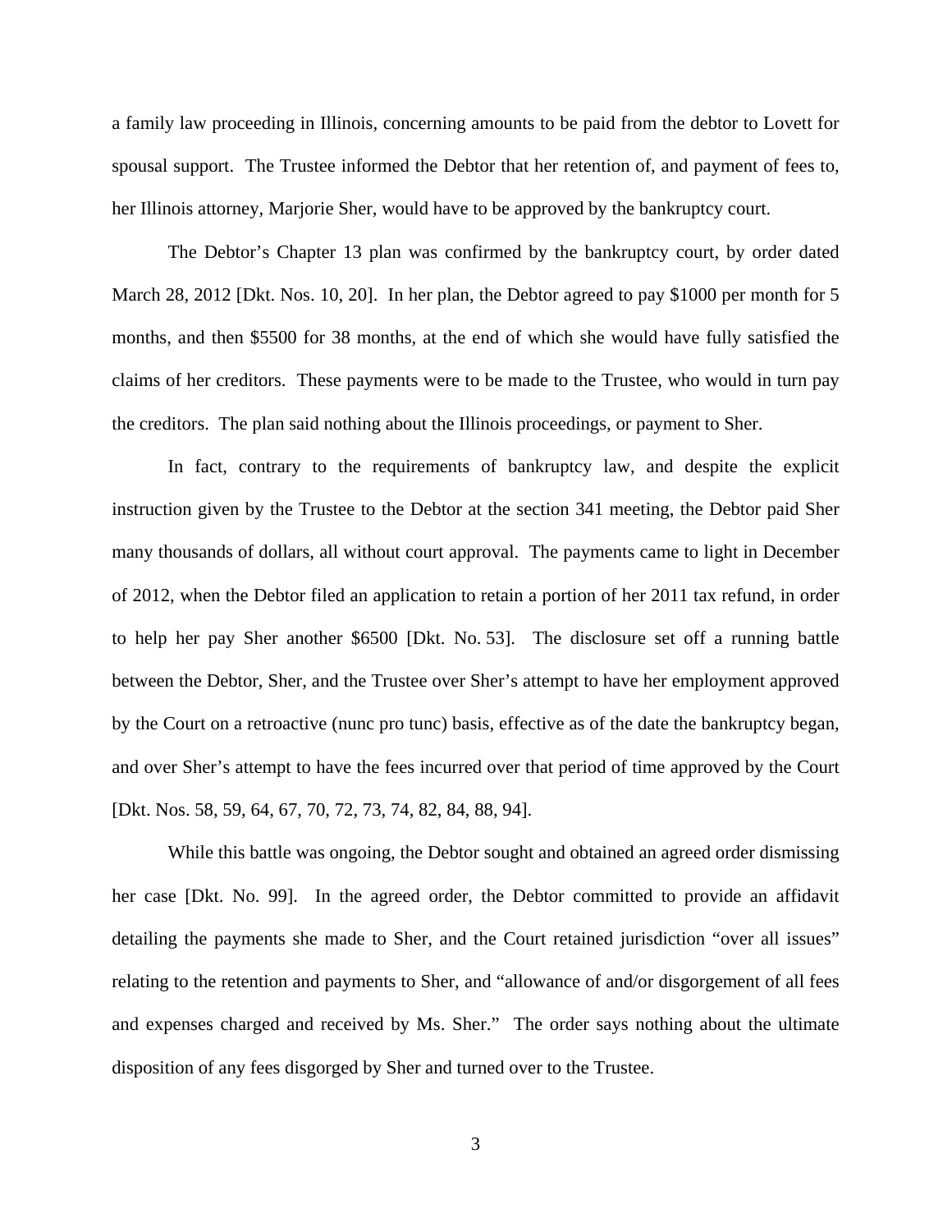a family law proceeding in Illinois, concerning amounts to be paid from the debtor to Lovett for spousal support. The Trustee informed the Debtor that her retention of, and payment of fees to, her Illinois attorney, Marjorie Sher, would have to be approved by the bankruptcy court.

The Debtor's Chapter 13 plan was confirmed by the bankruptcy court, by order dated March 28, 2012 [Dkt. Nos. 10, 20]. In her plan, the Debtor agreed to pay $1000 per month for 5 months, and then $5500 for 38 months, at the end of which she would have fully satisfied the claims of her creditors. These payments were to be made to the Trustee, who would in turn pay the creditors. The plan said nothing about the Illinois proceedings, or payment to Sher.

In fact, contrary to the requirements of bankruptcy law, and despite the explicit instruction given by the Trustee to the Debtor at the section 341 meeting, the Debtor paid Sher many thousands of dollars, all without court approval. The payments came to light in December of 2012, when the Debtor filed an application to retain a portion of her 2011 tax refund, in order to help her pay Sher another $6500 [Dkt. No. 53]. The disclosure set off a running battle between the Debtor, Sher, and the Trustee over Sher's attempt to have her employment approved by the Court on a retroactive (nunc pro tunc) basis, effective as of the date the bankruptcy began, and over Sher's attempt to have the fees incurred over that period of time approved by the Court [Dkt. Nos. 58, 59, 64, 67, 70, 72, 73, 74, 82, 84, 88, 94].

While this battle was ongoing, the Debtor sought and obtained an agreed order dismissing her case [Dkt. No. 99]. In the agreed order, the Debtor committed to provide an affidavit detailing the payments she made to Sher, and the Court retained jurisdiction "over all issues" relating to the retention and payments to Sher, and "allowance of and/or disgorgement of all fees and expenses charged and received by Ms. Sher." The order says nothing about the ultimate disposition of any fees disgorged by Sher and turned over to the Trustee.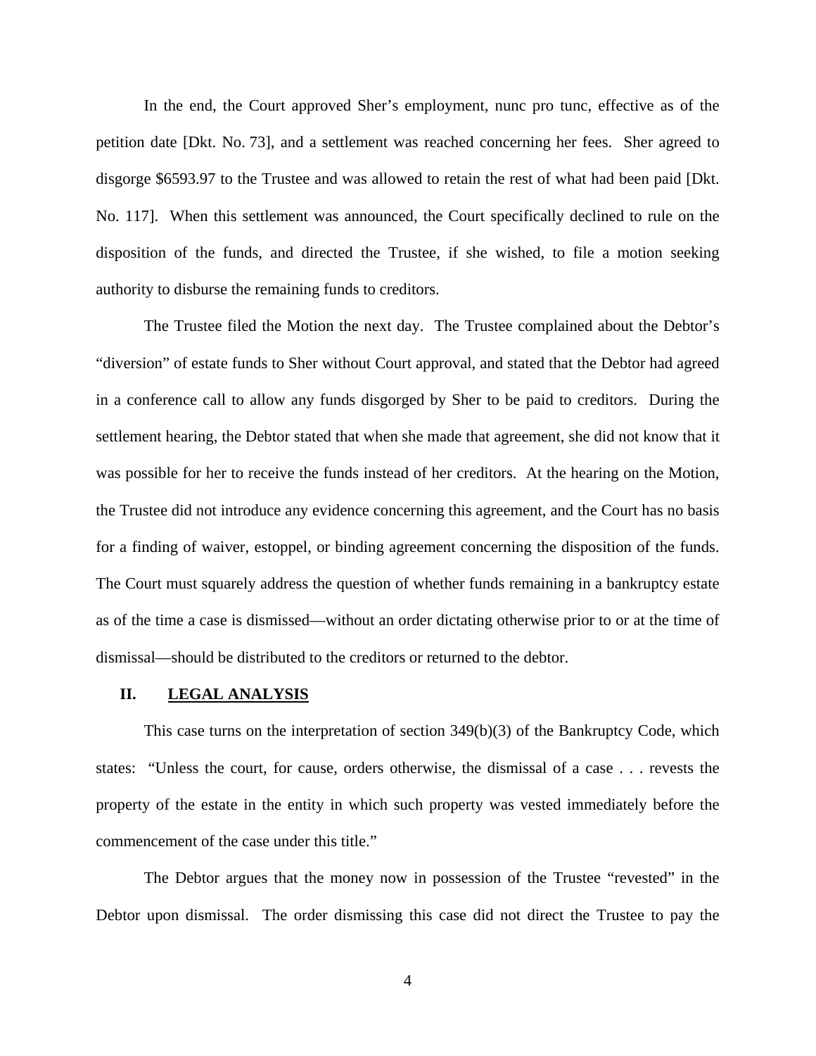In the end, the Court approved Sher's employment, nunc pro tunc, effective as of the petition date [Dkt. No. 73], and a settlement was reached concerning her fees. Sher agreed to disgorge $6593.97 to the Trustee and was allowed to retain the rest of what had been paid [Dkt. No. 117]. When this settlement was announced, the Court specifically declined to rule on the disposition of the funds, and directed the Trustee, if she wished, to file a motion seeking authority to disburse the remaining funds to creditors.

The Trustee filed the Motion the next day. The Trustee complained about the Debtor's "diversion" of estate funds to Sher without Court approval, and stated that the Debtor had agreed in a conference call to allow any funds disgorged by Sher to be paid to creditors. During the settlement hearing, the Debtor stated that when she made that agreement, she did not know that it was possible for her to receive the funds instead of her creditors. At the hearing on the Motion, the Trustee did not introduce any evidence concerning this agreement, and the Court has no basis for a finding of waiver, estoppel, or binding agreement concerning the disposition of the funds. The Court must squarely address the question of whether funds remaining in a bankruptcy estate as of the time a case is dismissed—without an order dictating otherwise prior to or at the time of dismissal—should be distributed to the creditors or returned to the debtor.

## II. LEGAL ANALYSIS

This case turns on the interpretation of section 349(b)(3) of the Bankruptcy Code, which states: "Unless the court, for cause, orders otherwise, the dismissal of a case . . . revests the property of the estate in the entity in which such property was vested immediately before the commencement of the case under this title."

The Debtor argues that the money now in possession of the Trustee "revested" in the Debtor upon dismissal. The order dismissing this case did not direct the Trustee to pay the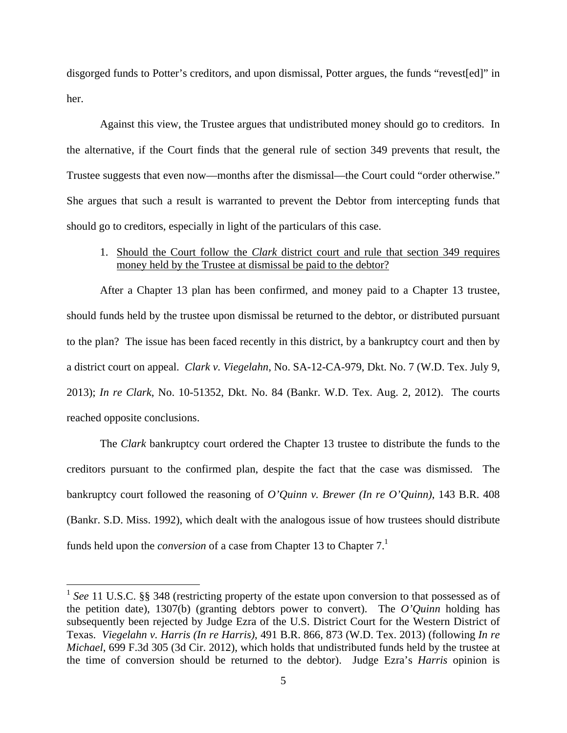disgorged funds to Potter's creditors, and upon dismissal, Potter argues, the funds "revest[ed]" in her.

Against this view, the Trustee argues that undistributed money should go to creditors. In the alternative, if the Court finds that the general rule of section 349 prevents that result, the Trustee suggests that even now—months after the dismissal—the Court could "order otherwise." She argues that such a result is warranted to prevent the Debtor from intercepting funds that should go to creditors, especially in light of the particulars of this case.

1. <u>Should the Court follow the *Clark* district court and rule that section 349 requires money held by the Trustee at dismissal be paid to the debtor?</u>

After a Chapter 13 plan has been confirmed, and money paid to a Chapter 13 trustee, should funds held by the trustee upon dismissal be returned to the debtor, or distributed pursuant to the plan? The issue has been faced recently in this district, by a bankruptcy court and then by a district court on appeal. *Clark v. Viegelahn*, No. SA-12-CA-979, Dkt. No. 7 (W.D. Tex. July 9, 2013); *In re Clark*, No. 10-51352, Dkt. No. 84 (Bankr. W.D. Tex. Aug. 2, 2012). The courts reached opposite conclusions.

The *Clark* bankruptcy court ordered the Chapter 13 trustee to distribute the funds to the creditors pursuant to the confirmed plan, despite the fact that the case was dismissed. The bankruptcy court followed the reasoning of *O'Quinn v. Brewer (In re O'Quinn)*, 143 B.R. 408 (Bankr. S.D. Miss. 1992), which dealt with the analogous issue of how trustees should distribute funds held upon the *conversion* of a case from Chapter 13 to Chapter 7.[1]

[1] *See* 11 U.S.C. §§ 348 (restricting property of the estate upon conversion to that possessed as of the petition date), 1307(b) (granting debtors power to convert). The *O'Quinn* holding has subsequently been rejected by Judge Ezra of the U.S. District Court for the Western District of Texas. *Viegelahn v. Harris (In re Harris)*, 491 B.R. 866, 873 (W.D. Tex. 2013) (following *In re Michael*, 699 F.3d 305 (3d Cir. 2012), which holds that undistributed funds held by the trustee at the time of conversion should be returned to the debtor). Judge Ezra's *Harris* opinion is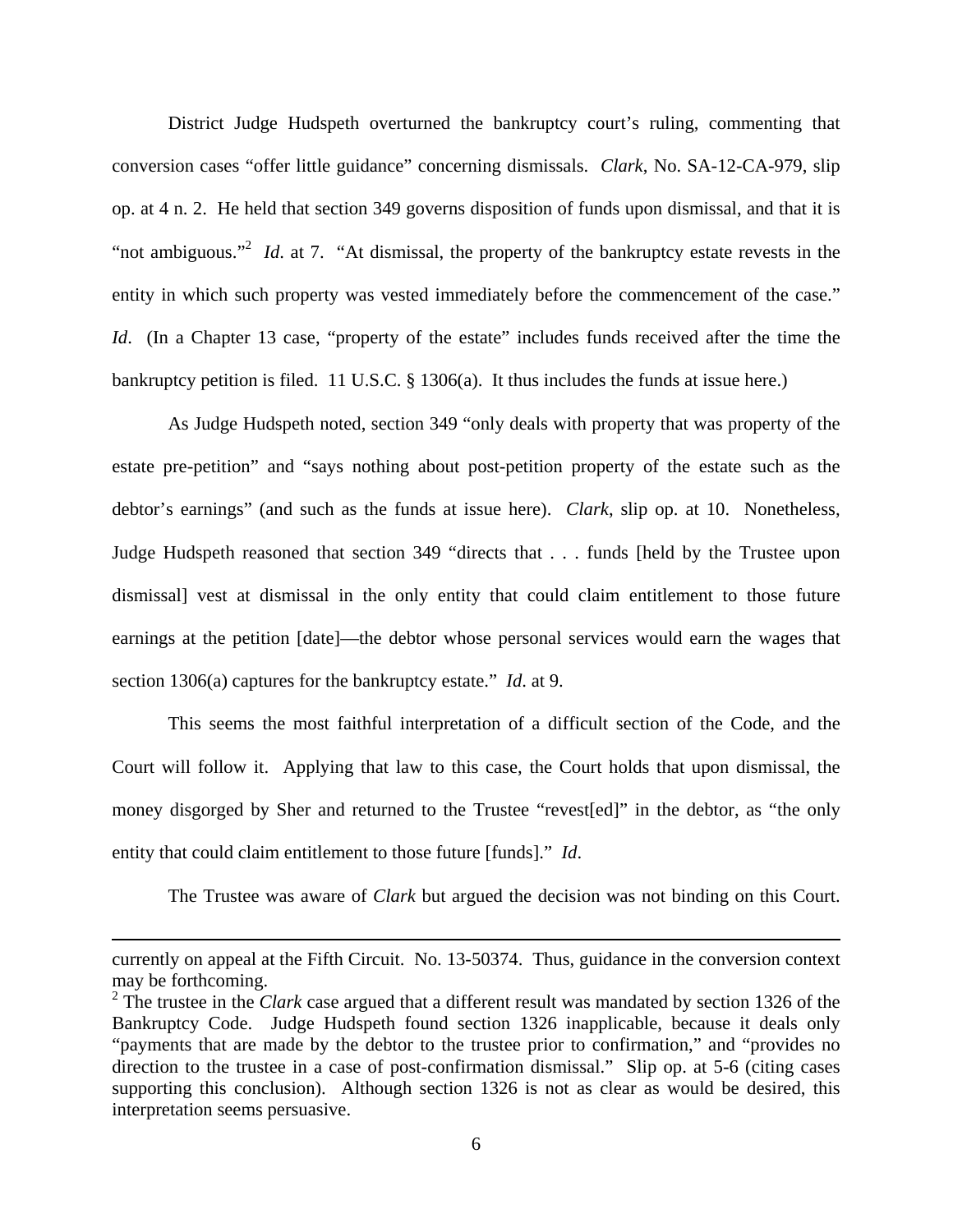District Judge Hudspeth overturned the bankruptcy court's ruling, commenting that conversion cases "offer little guidance" concerning dismissals. *Clark*, No. SA-12-CA-979, slip op. at 4 n. 2. He held that section 349 governs disposition of funds upon dismissal, and that it is "not ambiguous."[2] *Id*. at 7. "At dismissal, the property of the bankruptcy estate revests in the entity in which such property was vested immediately before the commencement of the case." *Id*. (In a Chapter 13 case, "property of the estate" includes funds received after the time the bankruptcy petition is filed. 11 U.S.C. § 1306(a). It thus includes the funds at issue here.)

As Judge Hudspeth noted, section 349 "only deals with property that was property of the estate pre-petition" and "says nothing about post-petition property of the estate such as the debtor's earnings" (and such as the funds at issue here). *Clark*, slip op. at 10. Nonetheless, Judge Hudspeth reasoned that section 349 "directs that . . . funds [held by the Trustee upon dismissal] vest at dismissal in the only entity that could claim entitlement to those future earnings at the petition [date]—the debtor whose personal services would earn the wages that section 1306(a) captures for the bankruptcy estate." *Id*. at 9.

This seems the most faithful interpretation of a difficult section of the Code, and the Court will follow it. Applying that law to this case, the Court holds that upon dismissal, the money disgorged by Sher and returned to the Trustee "revest[ed]" in the debtor, as "the only entity that could claim entitlement to those future [funds]." *Id*.

The Trustee was aware of *Clark* but argued the decision was not binding on this Court.

---

currently on appeal at the Fifth Circuit. No. 13-50374. Thus, guidance in the conversion context may be forthcoming.

[2] The trustee in the *Clark* case argued that a different result was mandated by section 1326 of the Bankruptcy Code. Judge Hudspeth found section 1326 inapplicable, because it deals only "payments that are made by the debtor to the trustee prior to confirmation," and "provides no direction to the trustee in a case of post-confirmation dismissal." Slip op. at 5-6 (citing cases supporting this conclusion). Although section 1326 is not as clear as would be desired, this interpretation seems persuasive.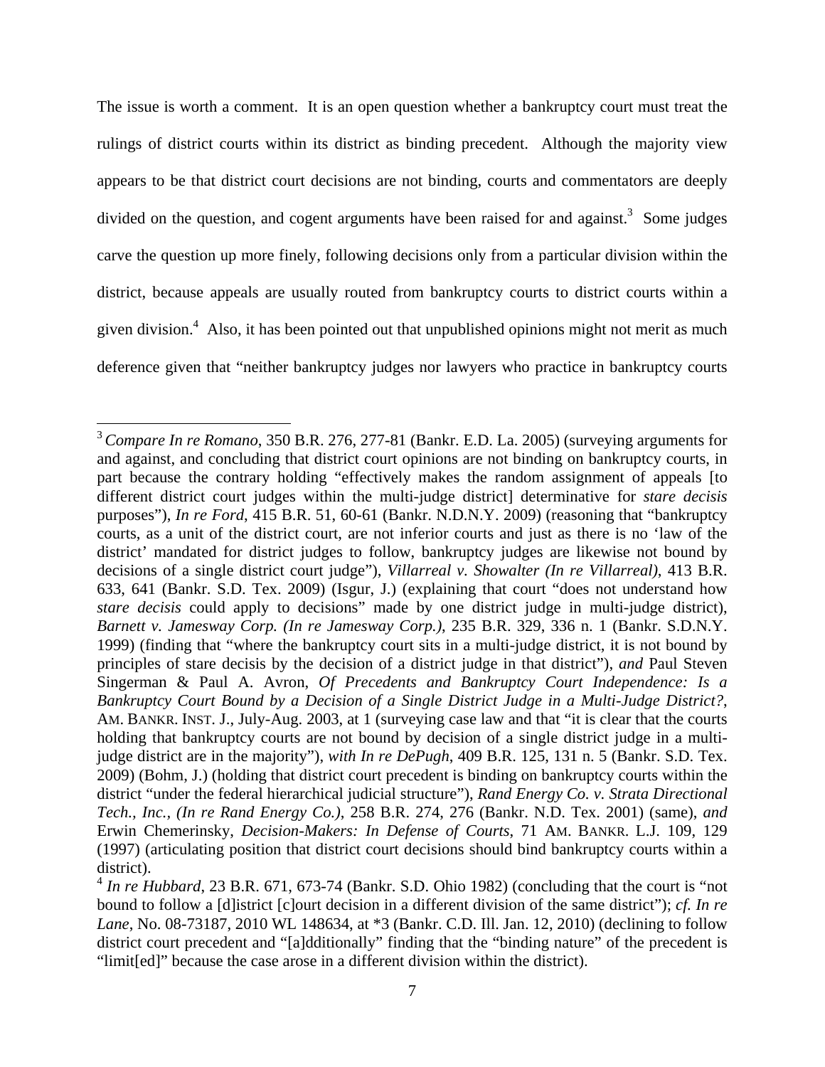The issue is worth a comment. It is an open question whether a bankruptcy court must treat the rulings of district courts within its district as binding precedent. Although the majority view appears to be that district court decisions are not binding, courts and commentators are deeply divided on the question, and cogent arguments have been raised for and against.[3] Some judges carve the question up more finely, following decisions only from a particular division within the district, because appeals are usually routed from bankruptcy courts to district courts within a given division.[4] Also, it has been pointed out that unpublished opinions might not merit as much deference given that "neither bankruptcy judges nor lawyers who practice in bankruptcy courts

---

[3] *Compare In re Romano*, 350 B.R. 276, 277-81 (Bankr. E.D. La. 2005) (surveying arguments for and against, and concluding that district court opinions are not binding on bankruptcy courts, in part because the contrary holding "effectively makes the random assignment of appeals [to different district court judges within the multi-judge district] determinative for *stare decisis* purposes"), *In re Ford*, 415 B.R. 51, 60-61 (Bankr. N.D.N.Y. 2009) (reasoning that "bankruptcy courts, as a unit of the district court, are not inferior courts and just as there is no 'law of the district' mandated for district judges to follow, bankruptcy judges are likewise not bound by decisions of a single district court judge"), *Villarreal v. Showalter (In re Villarreal)*, 413 B.R. 633, 641 (Bankr. S.D. Tex. 2009) (Isgur, J.) (explaining that court "does not understand how *stare decisis* could apply to decisions" made by one district judge in multi-judge district), *Barnett v. Jamesway Corp. (In re Jamesway Corp.)*, 235 B.R. 329, 336 n. 1 (Bankr. S.D.N.Y. 1999) (finding that "where the bankruptcy court sits in a multi-judge district, it is not bound by principles of stare decisis by the decision of a district judge in that district"), *and* Paul Steven Singerman & Paul A. Avron, *Of Precedents and Bankruptcy Court Independence: Is a Bankruptcy Court Bound by a Decision of a Single District Judge in a Multi-Judge District?*, AM. BANKR. INST. J., July-Aug. 2003, at 1 (surveying case law and that "it is clear that the courts holding that bankruptcy courts are not bound by decision of a single district judge in a multi-judge district are in the majority"), *with In re DePugh*, 409 B.R. 125, 131 n. 5 (Bankr. S.D. Tex. 2009) (Bohm, J.) (holding that district court precedent is binding on bankruptcy courts within the district "under the federal hierarchical judicial structure"), *Rand Energy Co. v. Strata Directional Tech., Inc., (In re Rand Energy Co.)*, 258 B.R. 274, 276 (Bankr. N.D. Tex. 2001) (same), *and* Erwin Chemerinsky, *Decision-Makers: In Defense of Courts*, 71 AM. BANKR. L.J. 109, 129 (1997) (articulating position that district court decisions should bind bankruptcy courts within a district).

[4] *In re Hubbard*, 23 B.R. 671, 673-74 (Bankr. S.D. Ohio 1982) (concluding that the court is "not bound to follow a [d]istrict [c]ourt decision in a different division of the same district"); *cf. In re Lane*, No. 08-73187, 2010 WL 148634, at *3 (Bankr. C.D. Ill. Jan. 12, 2010) (declining to follow district court precedent and "[a]dditionally" finding that the "binding nature" of the precedent is "limit[ed]" because the case arose in a different division within the district).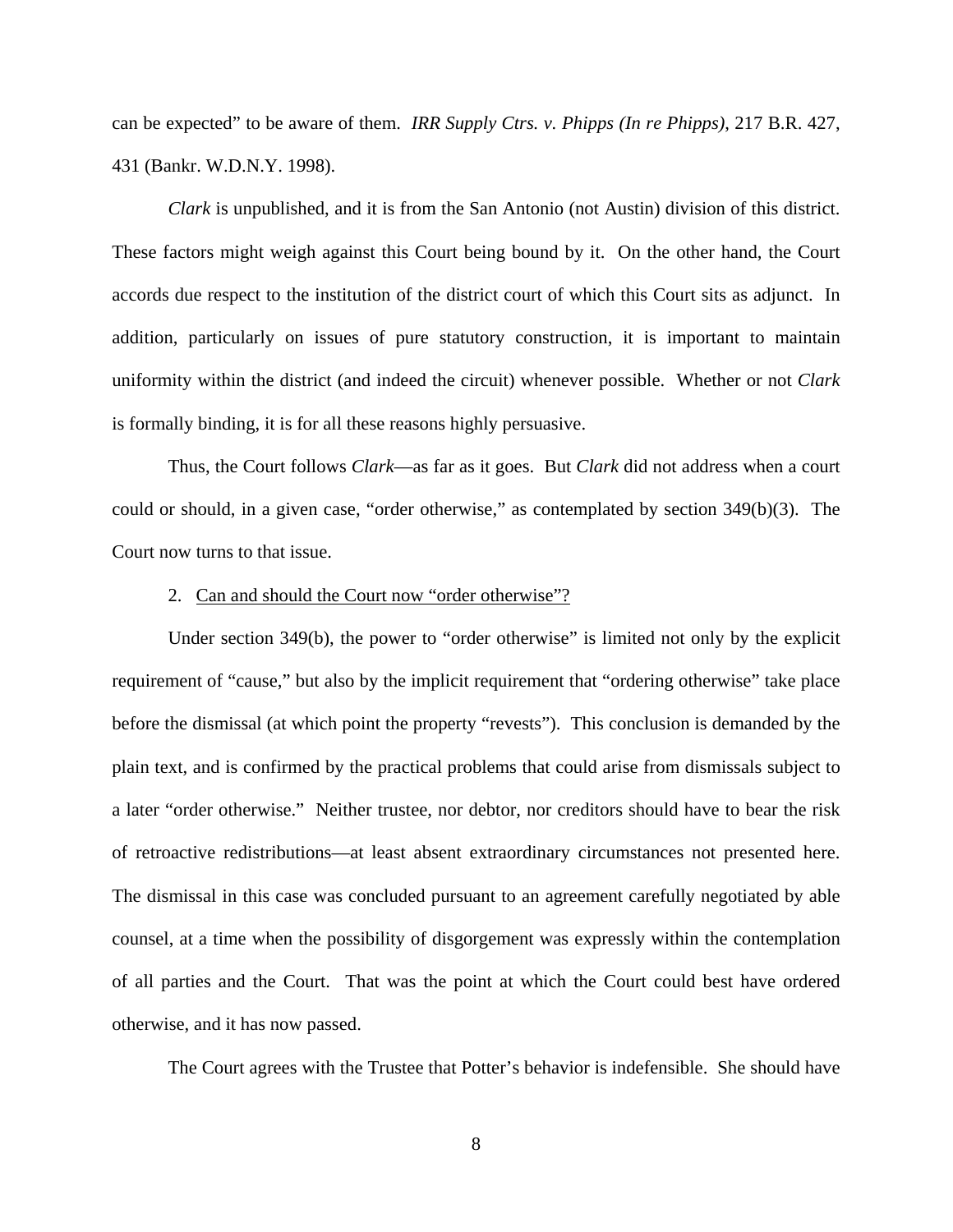can be expected" to be aware of them. *IRR Supply Ctrs. v. Phipps (In re Phipps)*, 217 B.R. 427, 431 (Bankr. W.D.N.Y. 1998).

*Clark* is unpublished, and it is from the San Antonio (not Austin) division of this district. These factors might weigh against this Court being bound by it. On the other hand, the Court accords due respect to the institution of the district court of which this Court sits as adjunct. In addition, particularly on issues of pure statutory construction, it is important to maintain uniformity within the district (and indeed the circuit) whenever possible. Whether or not *Clark* is formally binding, it is for all these reasons highly persuasive.

Thus, the Court follows *Clark*—as far as it goes. But *Clark* did not address when a court could or should, in a given case, "order otherwise," as contemplated by section 349(b)(3). The Court now turns to that issue.

2. <u>Can and should the Court now "order otherwise"?</u>

Under section 349(b), the power to "order otherwise" is limited not only by the explicit requirement of "cause," but also by the implicit requirement that "ordering otherwise" take place before the dismissal (at which point the property "revests"). This conclusion is demanded by the plain text, and is confirmed by the practical problems that could arise from dismissals subject to a later "order otherwise." Neither trustee, nor debtor, nor creditors should have to bear the risk of retroactive redistributions—at least absent extraordinary circumstances not presented here. The dismissal in this case was concluded pursuant to an agreement carefully negotiated by able counsel, at a time when the possibility of disgorgement was expressly within the contemplation of all parties and the Court. That was the point at which the Court could best have ordered otherwise, and it has now passed.

The Court agrees with the Trustee that Potter's behavior is indefensible. She should have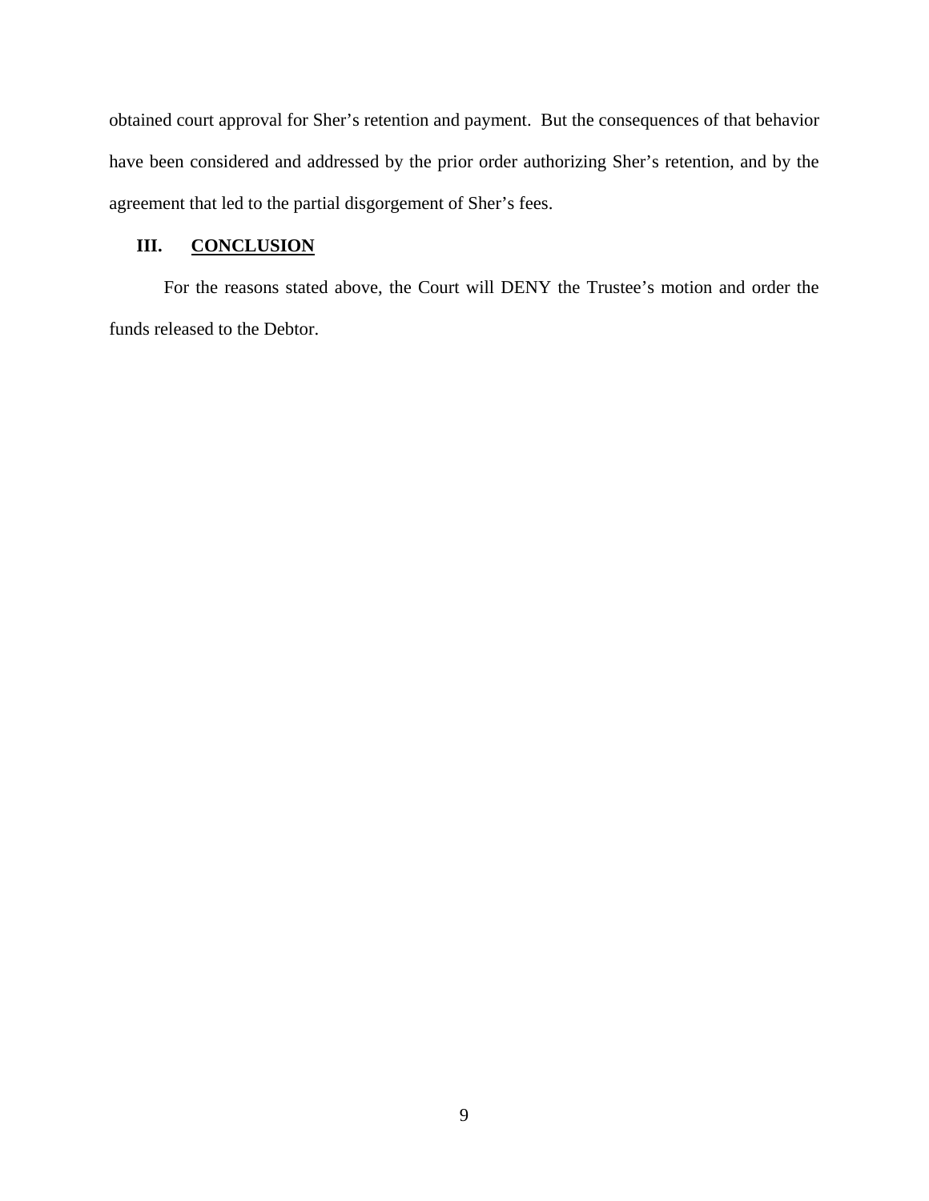obtained court approval for Sher's retention and payment. But the consequences of that behavior have been considered and addressed by the prior order authorizing Sher's retention, and by the agreement that led to the partial disgorgement of Sher's fees.

## III. CONCLUSION

For the reasons stated above, the Court will DENY the Trustee's motion and order the funds released to the Debtor.